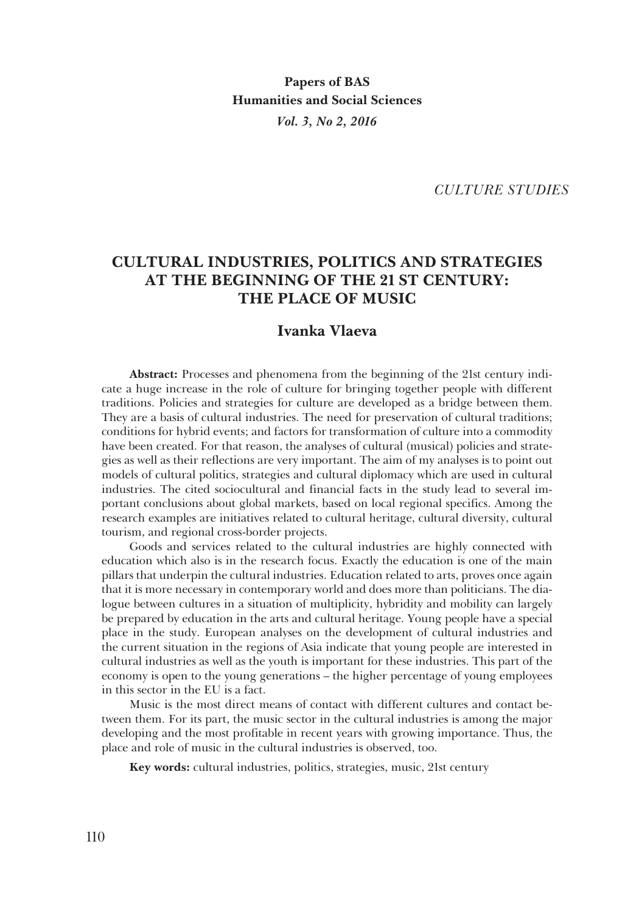**Papers of BAS**
**Humanities and Social Sciences**
*Vol. 3, No 2, 2016*

*CULTURE STUDIES*

# CULTURAL INDUSTRIES, POLITICS AND STRATEGIES AT THE BEGINNING OF THE 21 ST CENTURY: THE PLACE OF MUSIC

## Ivanka Vlaeva

**Abstract:** Processes and phenomena from the beginning of the 21st century indicate a huge increase in the role of culture for bringing together people with different traditions. Policies and strategies for culture are developed as a bridge between them. They are a basis of cultural industries. The need for preservation of cultural traditions; conditions for hybrid events; and factors for transformation of culture into a commodity have been created. For that reason, the analyses of cultural (musical) policies and strategies as well as their reflections are very important. The aim of my analyses is to point out models of cultural politics, strategies and cultural diplomacy which are used in cultural industries. The cited sociocultural and financial facts in the study lead to several important conclusions about global markets, based on local regional specifics. Among the research examples are initiatives related to cultural heritage, cultural diversity, cultural tourism, and regional cross-border projects.

Goods and services related to the cultural industries are highly connected with education which also is in the research focus. Exactly the education is one of the main pillars that underpin the cultural industries. Education related to arts, proves once again that it is more necessary in contemporary world and does more than politicians. The dialogue between cultures in a situation of multiplicity, hybridity and mobility can largely be prepared by education in the arts and cultural heritage. Young people have a special place in the study. European analyses on the development of cultural industries and the current situation in the regions of Asia indicate that young people are interested in cultural industries as well as the youth is important for these industries. This part of the economy is open to the young generations – the higher percentage of young employees in this sector in the EU is a fact.

Music is the most direct means of contact with different cultures and contact between them. For its part, the music sector in the cultural industries is among the major developing and the most profitable in recent years with growing importance. Thus, the place and role of music in the cultural industries is observed, too.

**Key words:** cultural industries, politics, strategies, music, 21st century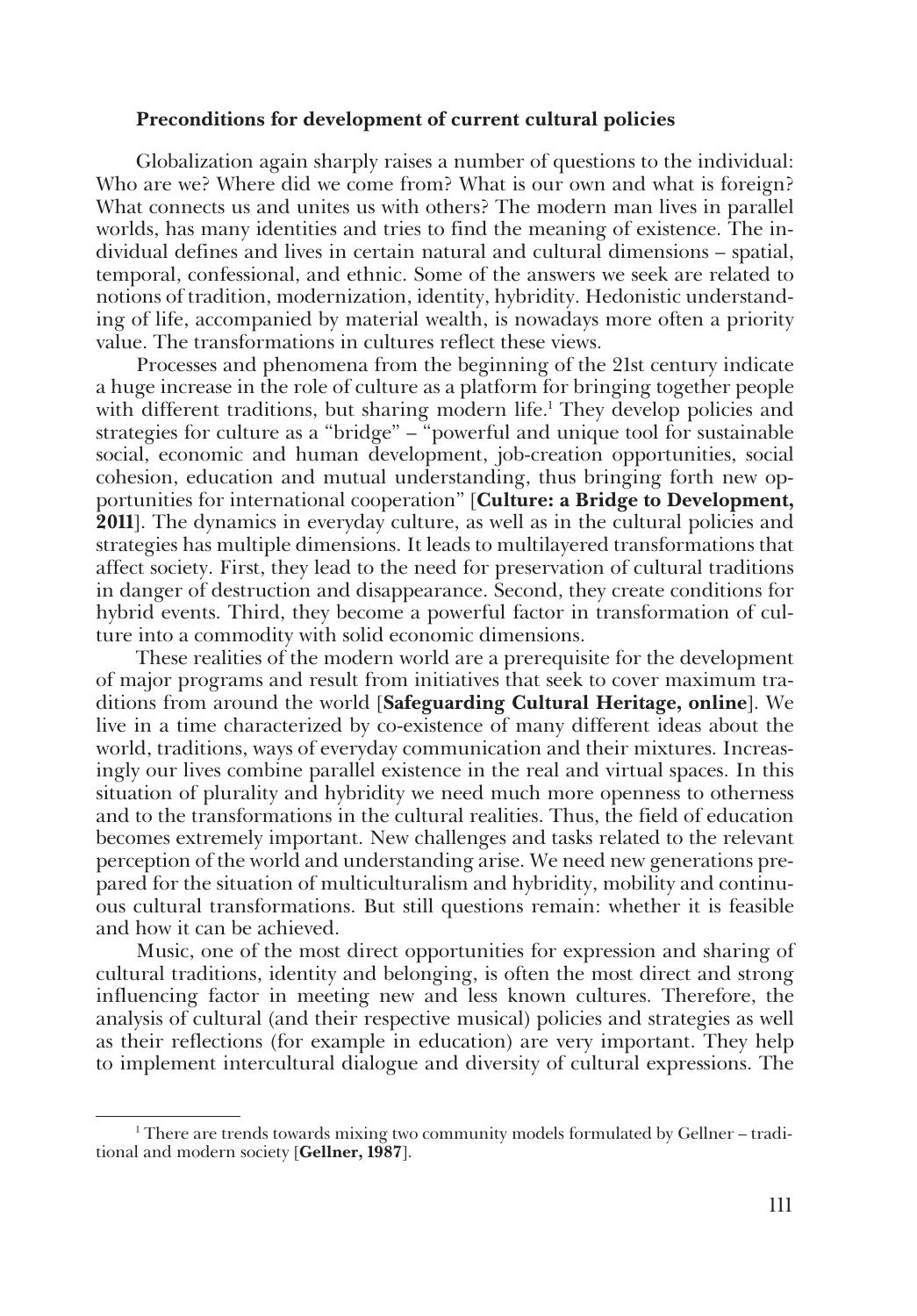### Preconditions for development of current cultural policies

Globalization again sharply raises a number of questions to the individual: Who are we? Where did we come from? What is our own and what is foreign? What connects us and unites us with others? The modern man lives in parallel worlds, has many identities and tries to find the meaning of existence. The individual defines and lives in certain natural and cultural dimensions – spatial, temporal, confessional, and ethnic. Some of the answers we seek are related to notions of tradition, modernization, identity, hybridity. Hedonistic understanding of life, accompanied by material wealth, is nowadays more often a priority value. The transformations in cultures reflect these views.

Processes and phenomena from the beginning of the 21st century indicate a huge increase in the role of culture as a platform for bringing together people with different traditions, but sharing modern life.[1] They develop policies and strategies for culture as a "bridge" – "powerful and unique tool for sustainable social, economic and human development, job-creation opportunities, social cohesion, education and mutual understanding, thus bringing forth new opportunities for international cooperation" [**Culture: a Bridge to Development, 2011**]. The dynamics in everyday culture, as well as in the cultural policies and strategies has multiple dimensions. It leads to multilayered transformations that affect society. First, they lead to the need for preservation of cultural traditions in danger of destruction and disappearance. Second, they create conditions for hybrid events. Third, they become a powerful factor in transformation of culture into a commodity with solid economic dimensions.

These realities of the modern world are a prerequisite for the development of major programs and result from initiatives that seek to cover maximum traditions from around the world [**Safeguarding Cultural Heritage, online**]. We live in a time characterized by co-existence of many different ideas about the world, traditions, ways of everyday communication and their mixtures. Increasingly our lives combine parallel existence in the real and virtual spaces. In this situation of plurality and hybridity we need much more openness to otherness and to the transformations in the cultural realities. Thus, the field of education becomes extremely important. New challenges and tasks related to the relevant perception of the world and understanding arise. We need new generations prepared for the situation of multiculturalism and hybridity, mobility and continuous cultural transformations. But still questions remain: whether it is feasible and how it can be achieved.

Music, one of the most direct opportunities for expression and sharing of cultural traditions, identity and belonging, is often the most direct and strong influencing factor in meeting new and less known cultures. Therefore, the analysis of cultural (and their respective musical) policies and strategies as well as their reflections (for example in education) are very important. They help to implement intercultural dialogue and diversity of cultural expressions. The

[1] There are trends towards mixing two community models formulated by Gellner – traditional and modern society [**Gellner, 1987**].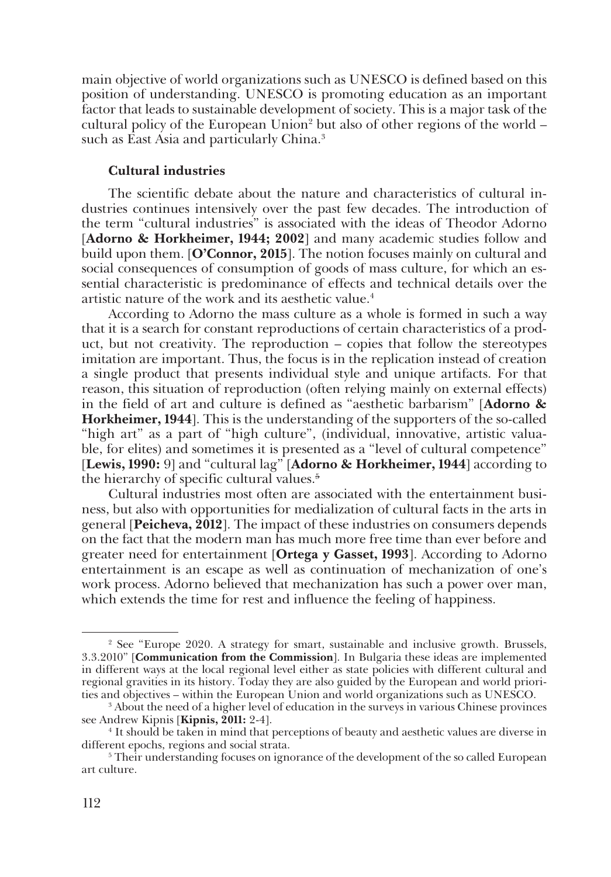main objective of world organizations such as UNESCO is defined based on this position of understanding. UNESCO is promoting education as an important factor that leads to sustainable development of society. This is a major task of the cultural policy of the European Union[2] but also of other regions of the world – such as East Asia and particularly China.[3]

### Cultural industries

The scientific debate about the nature and characteristics of cultural industries continues intensively over the past few decades. The introduction of the term "cultural industries" is associated with the ideas of Theodor Adorno [**Adorno & Horkheimer, 1944; 2002**] and many academic studies follow and build upon them. [**O'Connor, 2015**]. The notion focuses mainly on cultural and social consequences of consumption of goods of mass culture, for which an essential characteristic is predominance of effects and technical details over the artistic nature of the work and its aesthetic value.[4]

According to Adorno the mass culture as a whole is formed in such a way that it is a search for constant reproductions of certain characteristics of a product, but not creativity. The reproduction – copies that follow the stereotypes imitation are important. Thus, the focus is in the replication instead of creation a single product that presents individual style and unique artifacts. For that reason, this situation of reproduction (often relying mainly on external effects) in the field of art and culture is defined as "aesthetic barbarism" [**Adorno & Horkheimer, 1944**]. This is the understanding of the supporters of the so-called "high art" as a part of "high culture", (individual, innovative, artistic valuable, for elites) and sometimes it is presented as a "level of cultural competence" [**Lewis, 1990:** 9] and "cultural lag" [**Adorno & Horkheimer, 1944**] according to the hierarchy of specific cultural values.[5]

Cultural industries most often are associated with the entertainment business, but also with opportunities for medialization of cultural facts in the arts in general [**Peicheva, 2012**]. The impact of these industries on consumers depends on the fact that the modern man has much more free time than ever before and greater need for entertainment [**Ortega y Gasset, 1993**]. According to Adorno entertainment is an escape as well as continuation of mechanization of one's work process. Adorno believed that mechanization has such a power over man, which extends the time for rest and influence the feeling of happiness.

---

[2] See "Europe 2020. A strategy for smart, sustainable and inclusive growth. Brussels, 3.3.2010" [**Communication from the Commission**]. In Bulgaria these ideas are implemented in different ways at the local regional level either as state policies with different cultural and regional gravities in its history. Today they are also guided by the European and world priorities and objectives – within the European Union and world organizations such as UNESCO.

[3] About the need of a higher level of education in the surveys in various Chinese provinces see Andrew Kipnis [**Kipnis, 2011:** 2-4].

[4] It should be taken in mind that perceptions of beauty and aesthetic values are diverse in different epochs, regions and social strata.

[5] Their understanding focuses on ignorance of the development of the so called European art culture.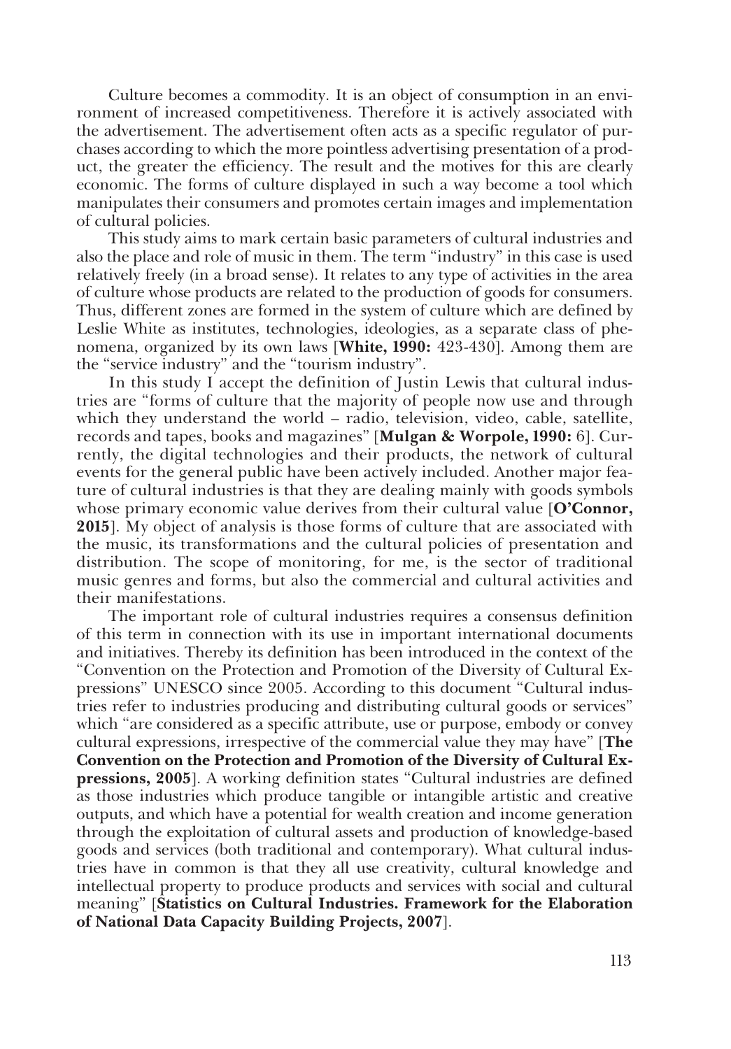Culture becomes a commodity. It is an object of consumption in an environment of increased competitiveness. Therefore it is actively associated with the advertisement. The advertisement often acts as a specific regulator of purchases according to which the more pointless advertising presentation of a product, the greater the efficiency. The result and the motives for this are clearly economic. The forms of culture displayed in such a way become a tool which manipulates their consumers and promotes certain images and implementation of cultural policies.

This study aims to mark certain basic parameters of cultural industries and also the place and role of music in them. The term "industry" in this case is used relatively freely (in a broad sense). It relates to any type of activities in the area of culture whose products are related to the production of goods for consumers. Thus, different zones are formed in the system of culture which are defined by Leslie White as institutes, technologies, ideologies, as a separate class of phenomena, organized by its own laws [**White, 1990:** 423-430]. Among them are the "service industry" and the "tourism industry".

In this study I accept the definition of Justin Lewis that cultural industries are "forms of culture that the majority of people now use and through which they understand the world – radio, television, video, cable, satellite, records and tapes, books and magazines" [**Mulgan & Worpole, 1990:** 6]. Currently, the digital technologies and their products, the network of cultural events for the general public have been actively included. Another major feature of cultural industries is that they are dealing mainly with goods symbols whose primary economic value derives from their cultural value [**O'Connor, 2015**]. My object of analysis is those forms of culture that are associated with the music, its transformations and the cultural policies of presentation and distribution. The scope of monitoring, for me, is the sector of traditional music genres and forms, but also the commercial and cultural activities and their manifestations.

The important role of cultural industries requires a consensus definition of this term in connection with its use in important international documents and initiatives. Thereby its definition has been introduced in the context of the "Convention on the Protection and Promotion of the Diversity of Cultural Expressions" UNESCO since 2005. According to this document "Cultural industries refer to industries producing and distributing cultural goods or services" which "are considered as a specific attribute, use or purpose, embody or convey cultural expressions, irrespective of the commercial value they may have" [**The Convention on the Protection and Promotion of the Diversity of Cultural Expressions, 2005**]. A working definition states "Cultural industries are defined as those industries which produce tangible or intangible artistic and creative outputs, and which have a potential for wealth creation and income generation through the exploitation of cultural assets and production of knowledge-based goods and services (both traditional and contemporary). What cultural industries have in common is that they all use creativity, cultural knowledge and intellectual property to produce products and services with social and cultural meaning" [**Statistics on Cultural Industries. Framework for the Elaboration of National Data Capacity Building Projects, 2007**].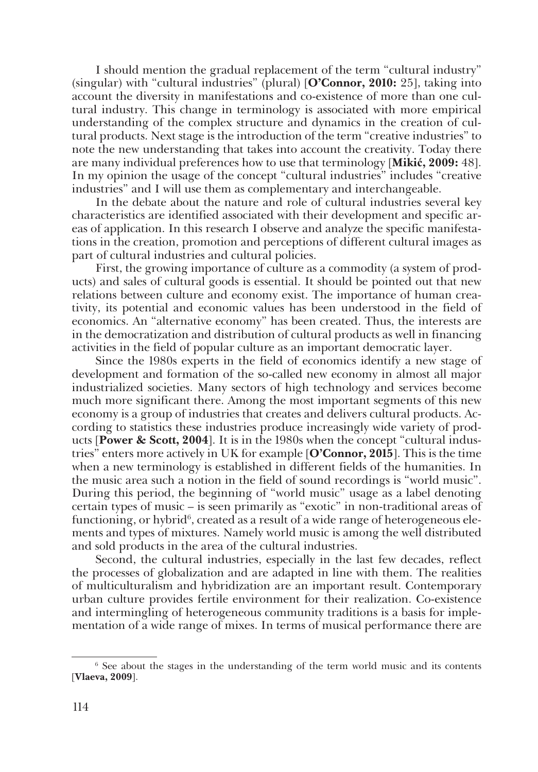I should mention the gradual replacement of the term "cultural industry" (singular) with "cultural industries" (plural) [**O'Connor, 2010:** 25], taking into account the diversity in manifestations and co-existence of more than one cultural industry. This change in terminology is associated with more empirical understanding of the complex structure and dynamics in the creation of cultural products. Next stage is the introduction of the term "creative industries" to note the new understanding that takes into account the creativity. Today there are many individual preferences how to use that terminology [**Mikić, 2009:** 48]. In my opinion the usage of the concept "cultural industries" includes "creative industries" and I will use them as complementary and interchangeable.

In the debate about the nature and role of cultural industries several key characteristics are identified associated with their development and specific areas of application. In this research I observe and analyze the specific manifestations in the creation, promotion and perceptions of different cultural images as part of cultural industries and cultural policies.

First, the growing importance of culture as a commodity (a system of products) and sales of cultural goods is essential. It should be pointed out that new relations between culture and economy exist. The importance of human creativity, its potential and economic values has been understood in the field of economics. An "alternative economy" has been created. Thus, the interests are in the democratization and distribution of cultural products as well in financing activities in the field of popular culture as an important democratic layer.

Since the 1980s experts in the field of economics identify a new stage of development and formation of the so-called new economy in almost all major industrialized societies. Many sectors of high technology and services become much more significant there. Among the most important segments of this new economy is a group of industries that creates and delivers cultural products. According to statistics these industries produce increasingly wide variety of products [**Power & Scott, 2004**]. It is in the 1980s when the concept "cultural industries" enters more actively in UK for example [**O'Connor, 2015**]. This is the time when a new terminology is established in different fields of the humanities. In the music area such a notion in the field of sound recordings is "world music". During this period, the beginning of "world music" usage as a label denoting certain types of music – is seen primarily as "exotic" in non-traditional areas of functioning, or hybrid[6], created as a result of a wide range of heterogeneous elements and types of mixtures. Namely world music is among the well distributed and sold products in the area of the cultural industries.

Second, the cultural industries, especially in the last few decades, reflect the processes of globalization and are adapted in line with them. The realities of multiculturalism and hybridization are an important result. Contemporary urban culture provides fertile environment for their realization. Co-existence and intermingling of heterogeneous community traditions is a basis for implementation of a wide range of mixes. In terms of musical performance there are

[6] See about the stages in the understanding of the term world music and its contents [**Vlaeva, 2009**].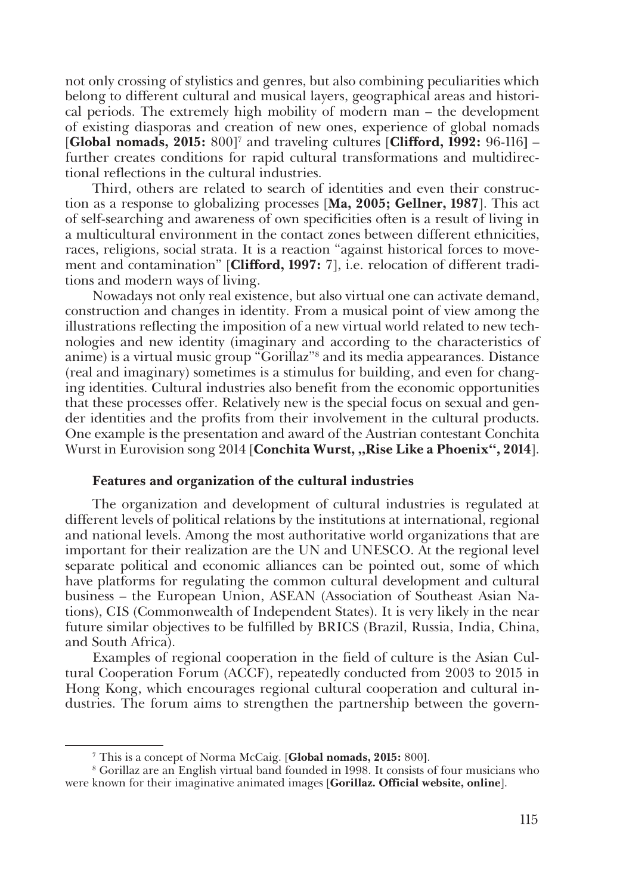not only crossing of stylistics and genres, but also combining peculiarities which belong to different cultural and musical layers, geographical areas and historical periods. The extremely high mobility of modern man – the development of existing diasporas and creation of new ones, experience of global nomads [**Global nomads, 2015:** 800][7] and traveling cultures [**Clifford, 1992:** 96-116] – further creates conditions for rapid cultural transformations and multidirectional reflections in the cultural industries.

Third, others are related to search of identities and even their construction as a response to globalizing processes [**Ma, 2005; Gellner, 1987**]. This act of self-searching and awareness of own specificities often is a result of living in a multicultural environment in the contact zones between different ethnicities, races, religions, social strata. It is a reaction "against historical forces to movement and contamination" [**Clifford, 1997:** 7], i.e. relocation of different traditions and modern ways of living.

Nowadays not only real existence, but also virtual one can activate demand, construction and changes in identity. From a musical point of view among the illustrations reflecting the imposition of a new virtual world related to new technologies and new identity (imaginary and according to the characteristics of anime) is a virtual music group "Gorillaz"[8] and its media appearances. Distance (real and imaginary) sometimes is a stimulus for building, and even for changing identities. Cultural industries also benefit from the economic opportunities that these processes offer. Relatively new is the special focus on sexual and gender identities and the profits from their involvement in the cultural products. One example is the presentation and award of the Austrian contestant Conchita Wurst in Eurovision song 2014 [**Conchita Wurst, „Rise Like a Phoenix", 2014**].

### Features and organization of the cultural industries

The organization and development of cultural industries is regulated at different levels of political relations by the institutions at international, regional and national levels. Among the most authoritative world organizations that are important for their realization are the UN and UNESCO. At the regional level separate political and economic alliances can be pointed out, some of which have platforms for regulating the common cultural development and cultural business – the European Union, ASEAN (Association of Southeast Asian Nations), CIS (Commonwealth of Independent States). It is very likely in the near future similar objectives to be fulfilled by BRICS (Brazil, Russia, India, China, and South Africa).

Examples of regional cooperation in the field of culture is the Asian Cultural Cooperation Forum (ACCF), repeatedly conducted from 2003 to 2015 in Hong Kong, which encourages regional cultural cooperation and cultural industries. The forum aims to strengthen the partnership between the govern-

---

[7] This is a concept of Norma McCaig. [**Global nomads, 2015:** 800].

[8] Gorillaz are an English virtual band founded in 1998. It consists of four musicians who were known for their imaginative animated images [**Gorillaz. Official website, online**].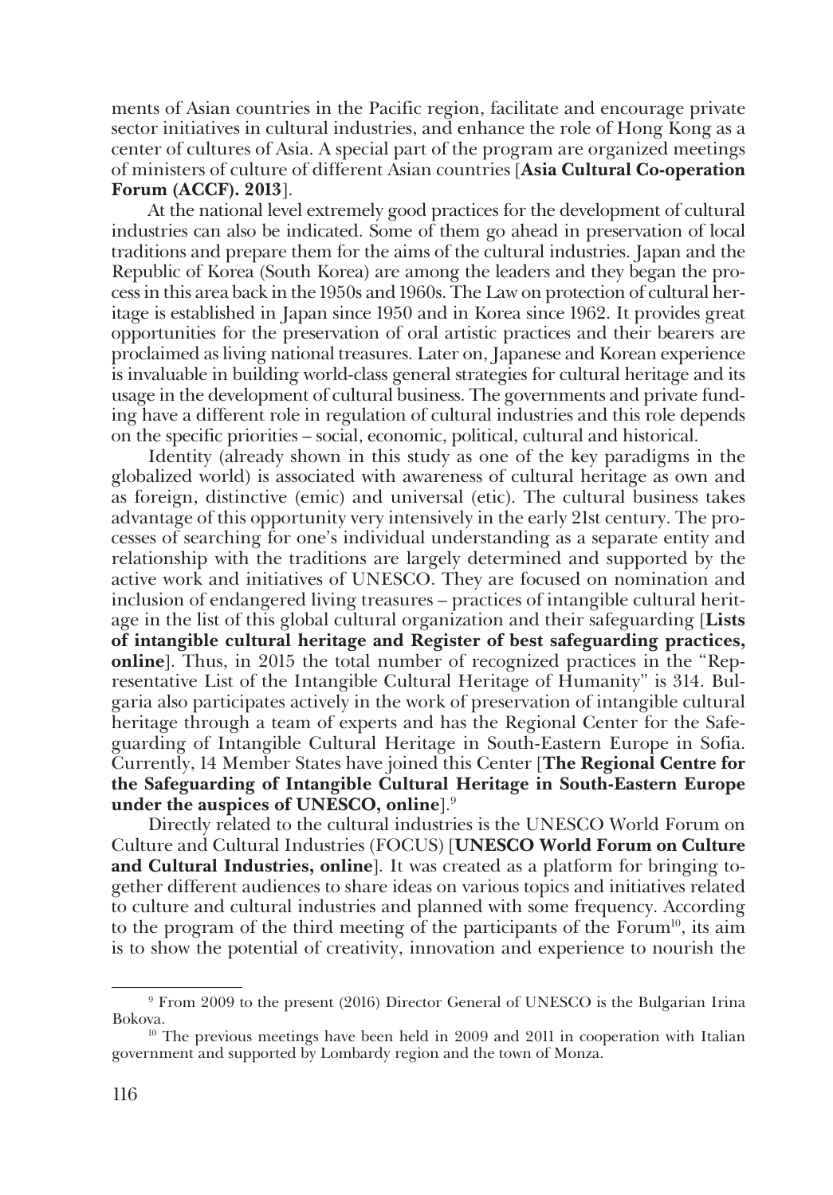ments of Asian countries in the Pacific region, facilitate and encourage private sector initiatives in cultural industries, and enhance the role of Hong Kong as a center of cultures of Asia. A special part of the program are organized meetings of ministers of culture of different Asian countries [**Asia Cultural Co-operation Forum (ACCF). 2013**].

At the national level extremely good practices for the development of cultural industries can also be indicated. Some of them go ahead in preservation of local traditions and prepare them for the aims of the cultural industries. Japan and the Republic of Korea (South Korea) are among the leaders and they began the process in this area back in the 1950s and 1960s. The Law on protection of cultural heritage is established in Japan since 1950 and in Korea since 1962. It provides great opportunities for the preservation of oral artistic practices and their bearers are proclaimed as living national treasures. Later on, Japanese and Korean experience is invaluable in building world-class general strategies for cultural heritage and its usage in the development of cultural business. The governments and private funding have a different role in regulation of cultural industries and this role depends on the specific priorities – social, economic, political, cultural and historical.

Identity (already shown in this study as one of the key paradigms in the globalized world) is associated with awareness of cultural heritage as own and as foreign, distinctive (emic) and universal (etic). The cultural business takes advantage of this opportunity very intensively in the early 21st century. The processes of searching for one's individual understanding as a separate entity and relationship with the traditions are largely determined and supported by the active work and initiatives of UNESCO. They are focused on nomination and inclusion of endangered living treasures – practices of intangible cultural heritage in the list of this global cultural organization and their safeguarding [**Lists of intangible cultural heritage and Register of best safeguarding practices, online**]. Thus, in 2015 the total number of recognized practices in the "Representative List of the Intangible Cultural Heritage of Humanity" is 314. Bulgaria also participates actively in the work of preservation of intangible cultural heritage through a team of experts and has the Regional Center for the Safeguarding of Intangible Cultural Heritage in South-Eastern Europe in Sofia. Currently, 14 Member States have joined this Center [**The Regional Centre for the Safeguarding of Intangible Cultural Heritage in South-Eastern Europe under the auspices of UNESCO, online**].[9]

Directly related to the cultural industries is the UNESCO World Forum on Culture and Cultural Industries (FOCUS) [**UNESCO World Forum on Culture and Cultural Industries, online**]. It was created as a platform for bringing together different audiences to share ideas on various topics and initiatives related to culture and cultural industries and planned with some frequency. According to the program of the third meeting of the participants of the Forum[10], its aim is to show the potential of creativity, innovation and experience to nourish the

---

[9] From 2009 to the present (2016) Director General of UNESCO is the Bulgarian Irina Bokova.

[10] The previous meetings have been held in 2009 and 2011 in cooperation with Italian government and supported by Lombardy region and the town of Monza.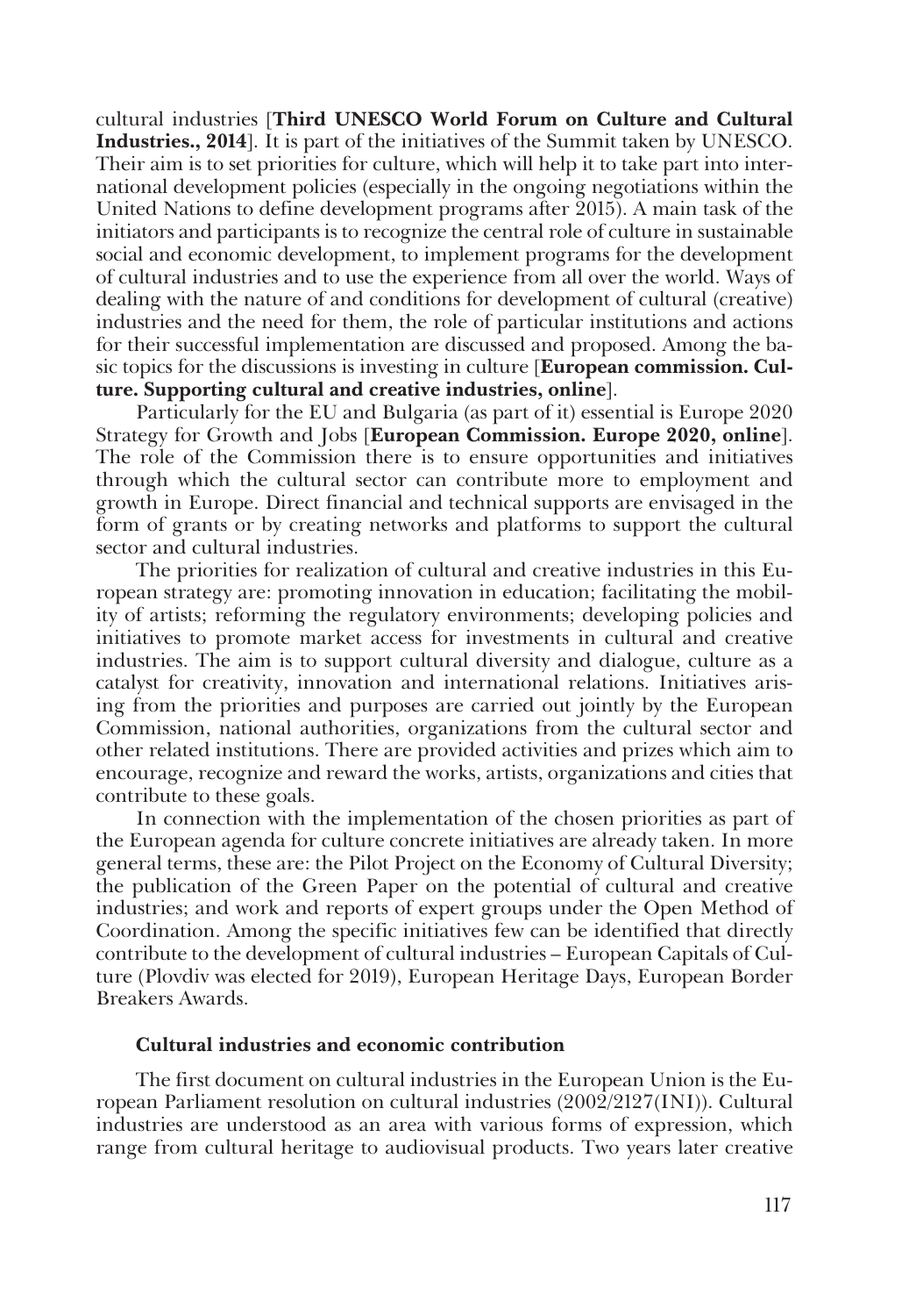cultural industries [**Third UNESCO World Forum on Culture and Cultural Industries., 2014**]. It is part of the initiatives of the Summit taken by UNESCO. Their aim is to set priorities for culture, which will help it to take part into international development policies (especially in the ongoing negotiations within the United Nations to define development programs after 2015). A main task of the initiators and participants is to recognize the central role of culture in sustainable social and economic development, to implement programs for the development of cultural industries and to use the experience from all over the world. Ways of dealing with the nature of and conditions for development of cultural (creative) industries and the need for them, the role of particular institutions and actions for their successful implementation are discussed and proposed. Among the basic topics for the discussions is investing in culture [**European commission. Culture. Supporting cultural and creative industries, online**].

Particularly for the EU and Bulgaria (as part of it) essential is Europe 2020 Strategy for Growth and Jobs [**European Commission. Europe 2020, online**]. The role of the Commission there is to ensure opportunities and initiatives through which the cultural sector can contribute more to employment and growth in Europe. Direct financial and technical supports are envisaged in the form of grants or by creating networks and platforms to support the cultural sector and cultural industries.

The priorities for realization of cultural and creative industries in this European strategy are: promoting innovation in education; facilitating the mobility of artists; reforming the regulatory environments; developing policies and initiatives to promote market access for investments in cultural and creative industries. The aim is to support cultural diversity and dialogue, culture as a catalyst for creativity, innovation and international relations. Initiatives arising from the priorities and purposes are carried out jointly by the European Commission, national authorities, organizations from the cultural sector and other related institutions. There are provided activities and prizes which aim to encourage, recognize and reward the works, artists, organizations and cities that contribute to these goals.

In connection with the implementation of the chosen priorities as part of the European agenda for culture concrete initiatives are already taken. In more general terms, these are: the Pilot Project on the Economy of Cultural Diversity; the publication of the Green Paper on the potential of cultural and creative industries; and work and reports of expert groups under the Open Method of Coordination. Among the specific initiatives few can be identified that directly contribute to the development of cultural industries – European Capitals of Culture (Plovdiv was elected for 2019), European Heritage Days, European Border Breakers Awards.

### Cultural industries and economic contribution

The first document on cultural industries in the European Union is the European Parliament resolution on cultural industries (2002/2127(INI)). Cultural industries are understood as an area with various forms of expression, which range from cultural heritage to audiovisual products. Two years later creative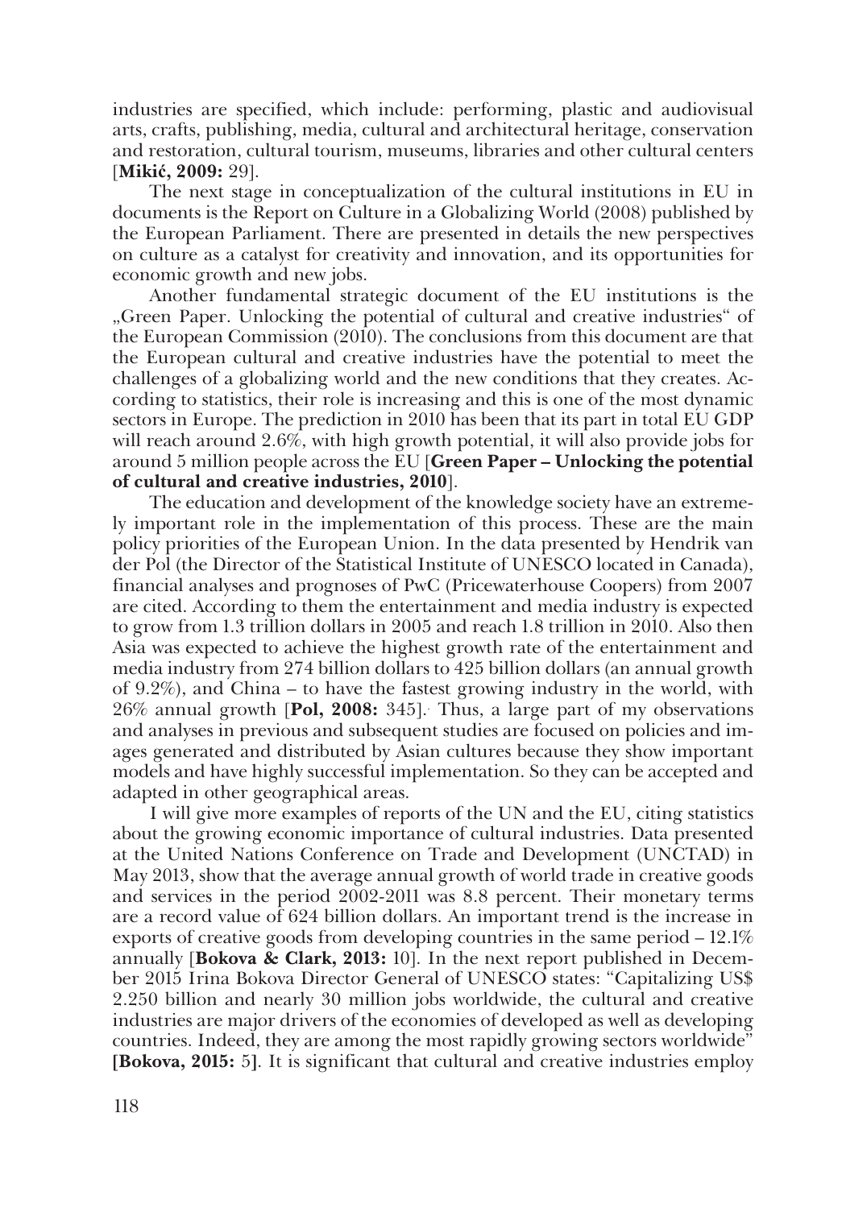industries are specified, which include: performing, plastic and audiovisual arts, crafts, publishing, media, cultural and architectural heritage, conservation and restoration, cultural tourism, museums, libraries and other cultural centers [**Mikić, 2009:** 29].

The next stage in conceptualization of the cultural institutions in EU in documents is the Report on Culture in a Globalizing World (2008) published by the European Parliament. There are presented in details the new perspectives on culture as a catalyst for creativity and innovation, and its opportunities for economic growth and new jobs.

Another fundamental strategic document of the EU institutions is the „Green Paper. Unlocking the potential of cultural and creative industries" of the European Commission (2010). The conclusions from this document are that the European cultural and creative industries have the potential to meet the challenges of a globalizing world and the new conditions that they creates. According to statistics, their role is increasing and this is one of the most dynamic sectors in Europe. The prediction in 2010 has been that its part in total EU GDP will reach around 2.6%, with high growth potential, it will also provide jobs for around 5 million people across the EU [**Green Paper – Unlocking the potential of cultural and creative industries, 2010**].

The education and development of the knowledge society have an extremely important role in the implementation of this process. These are the main policy priorities of the European Union. In the data presented by Hendrik van der Pol (the Director of the Statistical Institute of UNESCO located in Canada), financial analyses and prognoses of PwC (Pricewaterhouse Coopers) from 2007 are cited. According to them the entertainment and media industry is expected to grow from 1.3 trillion dollars in 2005 and reach 1.8 trillion in 2010. Also then Asia was expected to achieve the highest growth rate of the entertainment and media industry from 274 billion dollars to 425 billion dollars (an annual growth of 9.2%), and China – to have the fastest growing industry in the world, with 26% annual growth [**Pol, 2008:** 345]. Thus, a large part of my observations and analyses in previous and subsequent studies are focused on policies and images generated and distributed by Asian cultures because they show important models and have highly successful implementation. So they can be accepted and adapted in other geographical areas.

I will give more examples of reports of the UN and the EU, citing statistics about the growing economic importance of cultural industries. Data presented at the United Nations Conference on Trade and Development (UNCTAD) in May 2013, show that the average annual growth of world trade in creative goods and services in the period 2002-2011 was 8.8 percent. Their monetary terms are a record value of 624 billion dollars. An important trend is the increase in exports of creative goods from developing countries in the same period – 12.1% annually [**Bokova & Clark, 2013:** 10]. In the next report published in December 2015 Irina Bokova Director General of UNESCO states: "Capitalizing US$ 2.250 billion and nearly 30 million jobs worldwide, the cultural and creative industries are major drivers of the economies of developed as well as developing countries. Indeed, they are among the most rapidly growing sectors worldwide" **[Bokova, 2015:** 5**]**. It is significant that cultural and creative industries employ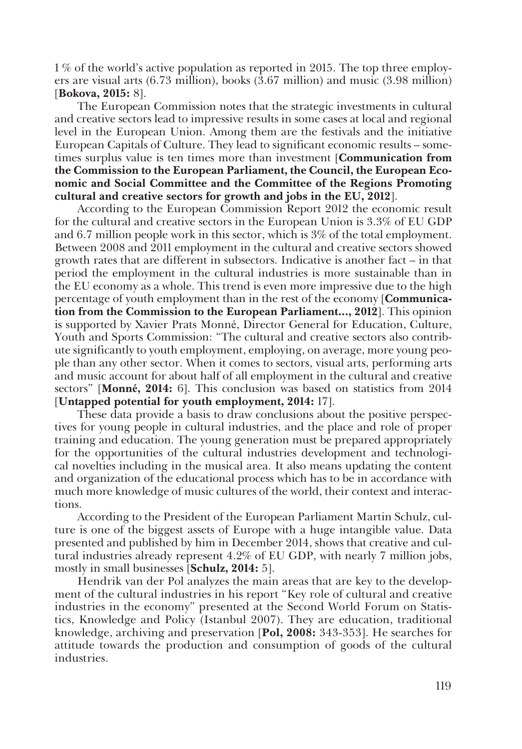1 % of the world's active population as reported in 2015. The top three employers are visual arts (6.73 million), books (3.67 million) and music (3.98 million) [**Bokova, 2015:** 8].

The European Commission notes that the strategic investments in cultural and creative sectors lead to impressive results in some cases at local and regional level in the European Union. Among them are the festivals and the initiative European Capitals of Culture. They lead to significant economic results – sometimes surplus value is ten times more than investment [**Communication from the Commission to the European Parliament, the Council, the European Economic and Social Committee and the Committee of the Regions Promoting cultural and creative sectors for growth and jobs in the EU, 2012**].

According to the European Commission Report 2012 the economic result for the cultural and creative sectors in the European Union is 3.3% of EU GDP and 6.7 million people work in this sector, which is 3% of the total employment. Between 2008 and 2011 employment in the cultural and creative sectors showed growth rates that are different in subsectors. Indicative is another fact – in that period the employment in the cultural industries is more sustainable than in the EU economy as a whole. This trend is even more impressive due to the high percentage of youth employment than in the rest of the economy [**Communication from the Commission to the European Parliament..., 2012**]. This opinion is supported by Xavier Prats Monné, Director General for Education, Culture, Youth and Sports Commission: "The cultural and creative sectors also contribute significantly to youth employment, employing, on average, more young people than any other sector. When it comes to sectors, visual arts, performing arts and music account for about half of all employment in the cultural and creative sectors" [**Monné, 2014:** 6]. This conclusion was based on statistics from 2014 [**Untapped potential for youth employment, 2014:** 17].

These data provide a basis to draw conclusions about the positive perspectives for young people in cultural industries, and the place and role of proper training and education. The young generation must be prepared appropriately for the opportunities of the cultural industries development and technological novelties including in the musical area. It also means updating the content and organization of the educational process which has to be in accordance with much more knowledge of music cultures of the world, their context and interactions.

According to the President of the European Parliament Martin Schulz, culture is one of the biggest assets of Europe with a huge intangible value. Data presented and published by him in December 2014, shows that creative and cultural industries already represent 4.2% of EU GDP, with nearly 7 million jobs, mostly in small businesses [**Schulz, 2014:** 5].

Hendrik van der Pol analyzes the main areas that are key to the development of the cultural industries in his report "Key role of cultural and creative industries in the economy" presented at the Second World Forum on Statistics, Knowledge and Policy (Istanbul 2007). They are education, traditional knowledge, archiving and preservation [**Pol, 2008:** 343-353]. He searches for attitude towards the production and consumption of goods of the cultural industries.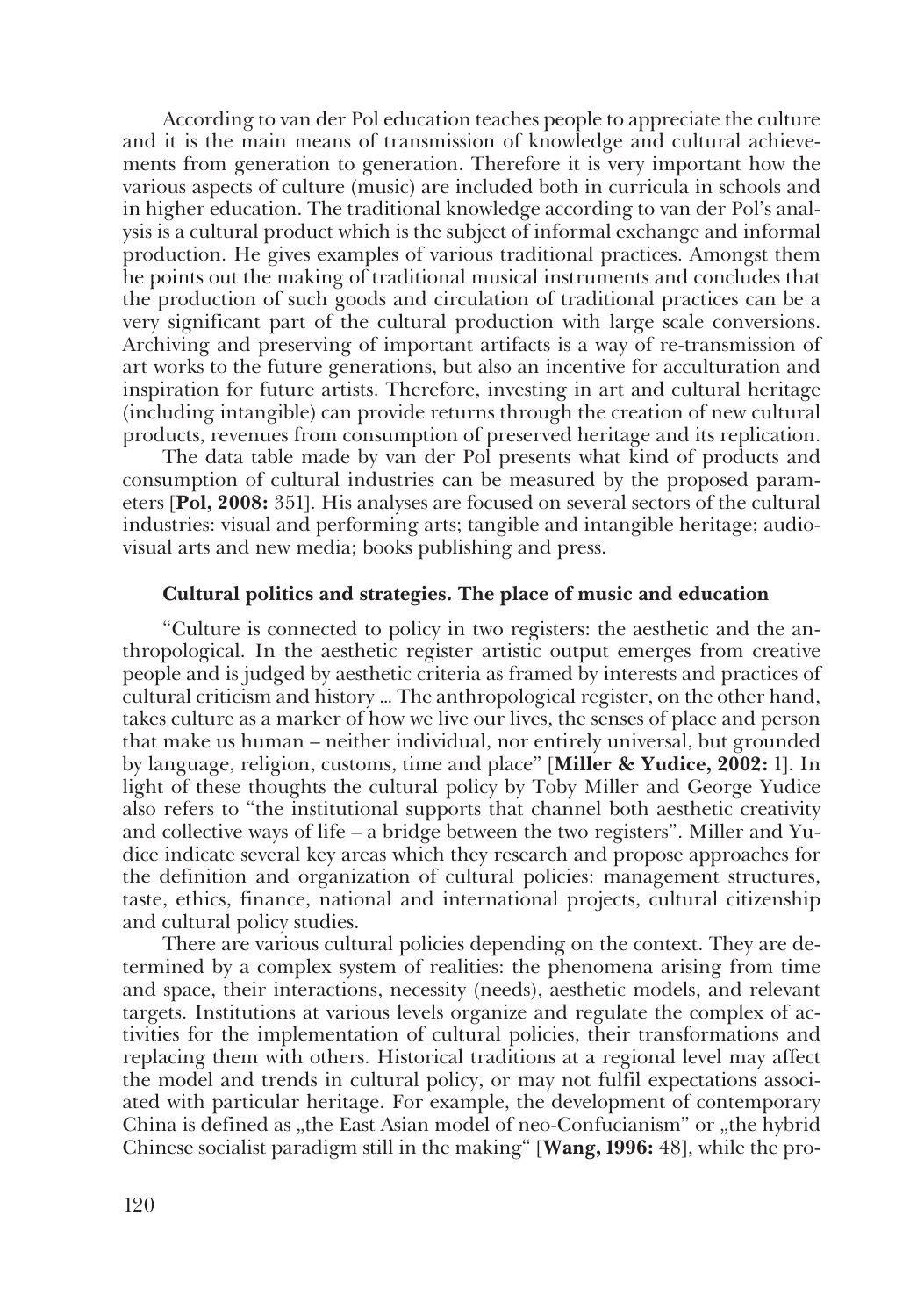According to van der Pol education teaches people to appreciate the culture and it is the main means of transmission of knowledge and cultural achievements from generation to generation. Therefore it is very important how the various aspects of culture (music) are included both in curricula in schools and in higher education. The traditional knowledge according to van der Pol's analysis is a cultural product which is the subject of informal exchange and informal production. He gives examples of various traditional practices. Amongst them he points out the making of traditional musical instruments and concludes that the production of such goods and circulation of traditional practices can be a very significant part of the cultural production with large scale conversions. Archiving and preserving of important artifacts is a way of re-transmission of art works to the future generations, but also an incentive for acculturation and inspiration for future artists. Therefore, investing in art and cultural heritage (including intangible) can provide returns through the creation of new cultural products, revenues from consumption of preserved heritage and its replication.

The data table made by van der Pol presents what kind of products and consumption of cultural industries can be measured by the proposed parameters [**Pol, 2008:** 351]. His analyses are focused on several sectors of the cultural industries: visual and performing arts; tangible and intangible heritage; audiovisual arts and new media; books publishing and press.

### Cultural politics and strategies. The place of music and education

"Culture is connected to policy in two registers: the aesthetic and the anthropological. In the aesthetic register artistic output emerges from creative people and is judged by aesthetic criteria as framed by interests and practices of cultural criticism and history … The anthropological register, on the other hand, takes culture as a marker of how we live our lives, the senses of place and person that make us human – neither individual, nor entirely universal, but grounded by language, religion, customs, time and place" [**Miller & Yudice, 2002:** 1]. In light of these thoughts the cultural policy by Toby Miller and George Yudice also refers to "the institutional supports that channel both aesthetic creativity and collective ways of life – a bridge between the two registers". Miller and Yudice indicate several key areas which they research and propose approaches for the definition and organization of cultural policies: management structures, taste, ethics, finance, national and international projects, cultural citizenship and cultural policy studies.

There are various cultural policies depending on the context. They are determined by a complex system of realities: the phenomena arising from time and space, their interactions, necessity (needs), aesthetic models, and relevant targets. Institutions at various levels organize and regulate the complex of activities for the implementation of cultural policies, their transformations and replacing them with others. Historical traditions at a regional level may affect the model and trends in cultural policy, or may not fulfil expectations associated with particular heritage. For example, the development of contemporary China is defined as „the East Asian model of neo-Confucianism" or „the hybrid Chinese socialist paradigm still in the making" [**Wang, 1996:** 48], while the pro-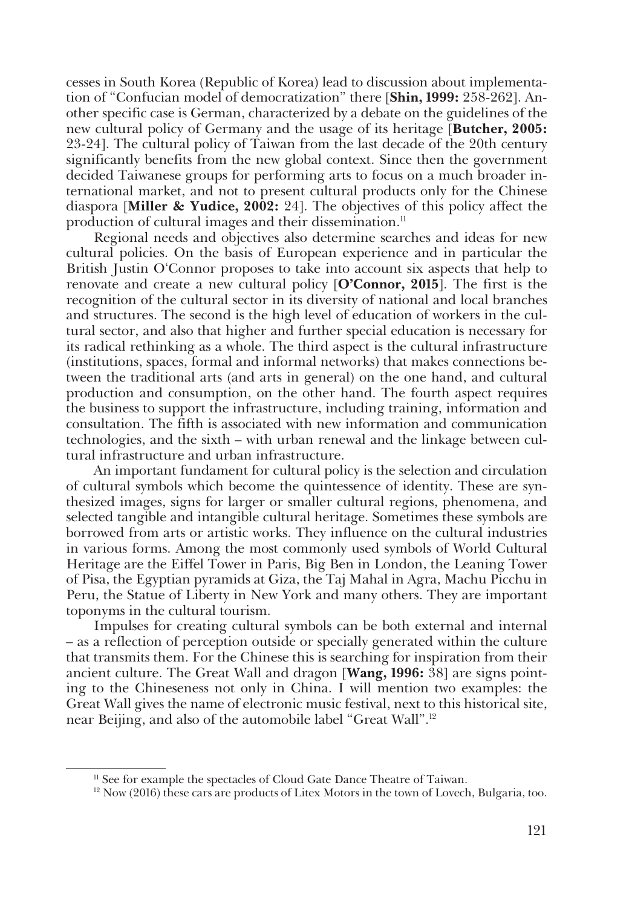cesses in South Korea (Republic of Korea) lead to discussion about implementation of "Confucian model of democratization" there [**Shin, 1999:** 258-262]. Another specific case is German, characterized by a debate on the guidelines of the new cultural policy of Germany and the usage of its heritage [**Butcher, 2005:** 23-24]. The cultural policy of Taiwan from the last decade of the 20th century significantly benefits from the new global context. Since then the government decided Taiwanese groups for performing arts to focus on a much broader international market, and not to present cultural products only for the Chinese diaspora [**Miller & Yudice, 2002:** 24]. The objectives of this policy affect the production of cultural images and their dissemination.[11]

Regional needs and objectives also determine searches and ideas for new cultural policies. On the basis of European experience and in particular the British Justin O'Connor proposes to take into account six aspects that help to renovate and create a new cultural policy [**O'Connor, 2015**]. The first is the recognition of the cultural sector in its diversity of national and local branches and structures. The second is the high level of education of workers in the cultural sector, and also that higher and further special education is necessary for its radical rethinking as a whole. The third aspect is the cultural infrastructure (institutions, spaces, formal and informal networks) that makes connections between the traditional arts (and arts in general) on the one hand, and cultural production and consumption, on the other hand. The fourth aspect requires the business to support the infrastructure, including training, information and consultation. The fifth is associated with new information and communication technologies, and the sixth – with urban renewal and the linkage between cultural infrastructure and urban infrastructure.

An important fundament for cultural policy is the selection and circulation of cultural symbols which become the quintessence of identity. These are synthesized images, signs for larger or smaller cultural regions, phenomena, and selected tangible and intangible cultural heritage. Sometimes these symbols are borrowed from arts or artistic works. They influence on the cultural industries in various forms. Among the most commonly used symbols of World Cultural Heritage are the Eiffel Tower in Paris, Big Ben in London, the Leaning Tower of Pisa, the Egyptian pyramids at Giza, the Taj Mahal in Agra, Machu Picchu in Peru, the Statue of Liberty in New York and many others. They are important toponyms in the cultural tourism.

Impulses for creating cultural symbols can be both external and internal – as a reflection of perception outside or specially generated within the culture that transmits them. For the Chinese this is searching for inspiration from their ancient culture. The Great Wall and dragon [**Wang, 1996:** 38] are signs pointing to the Chineseness not only in China. I will mention two examples: the Great Wall gives the name of electronic music festival, next to this historical site, near Beijing, and also of the automobile label "Great Wall".[12]

---

[11] See for example the spectacles of Cloud Gate Dance Theatre of Taiwan.

[12] Now (2016) these cars are products of Litex Motors in the town of Lovech, Bulgaria, too.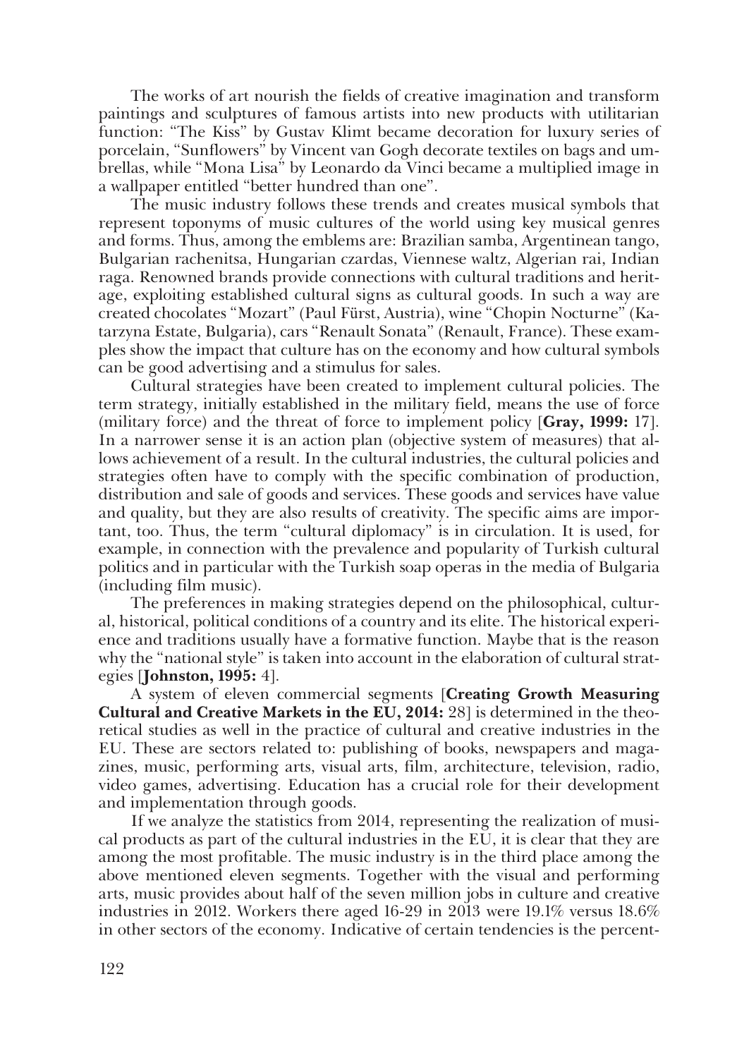The works of art nourish the fields of creative imagination and transform paintings and sculptures of famous artists into new products with utilitarian function: "The Kiss" by Gustav Klimt became decoration for luxury series of porcelain, "Sunflowers" by Vincent van Gogh decorate textiles on bags and umbrellas, while "Mona Lisa" by Leonardo da Vinci became a multiplied image in a wallpaper entitled "better hundred than one".

The music industry follows these trends and creates musical symbols that represent toponyms of music cultures of the world using key musical genres and forms. Thus, among the emblems are: Brazilian samba, Argentinean tango, Bulgarian rachenitsa, Hungarian czardas, Viennese waltz, Algerian rai, Indian raga. Renowned brands provide connections with cultural traditions and heritage, exploiting established cultural signs as cultural goods. In such a way are created chocolates "Mozart" (Paul Fürst, Austria), wine "Chopin Nocturne" (Katarzyna Estate, Bulgaria), cars "Renault Sonata" (Renault, France). These examples show the impact that culture has on the economy and how cultural symbols can be good advertising and a stimulus for sales.

Cultural strategies have been created to implement cultural policies. The term strategy, initially established in the military field, means the use of force (military force) and the threat of force to implement policy [**Gray, 1999:** 17]. In a narrower sense it is an action plan (objective system of measures) that allows achievement of a result. In the cultural industries, the cultural policies and strategies often have to comply with the specific combination of production, distribution and sale of goods and services. These goods and services have value and quality, but they are also results of creativity. The specific aims are important, too. Thus, the term "cultural diplomacy" is in circulation. It is used, for example, in connection with the prevalence and popularity of Turkish cultural politics and in particular with the Turkish soap operas in the media of Bulgaria (including film music).

The preferences in making strategies depend on the philosophical, cultural, historical, political conditions of a country and its elite. The historical experience and traditions usually have a formative function. Maybe that is the reason why the "national style" is taken into account in the elaboration of cultural strategies [**Johnston, 1995:** 4].

A system of eleven commercial segments [**Creating Growth Measuring Cultural and Creative Markets in the EU, 2014:** 28] is determined in the theoretical studies as well in the practice of cultural and creative industries in the EU. These are sectors related to: publishing of books, newspapers and magazines, music, performing arts, visual arts, film, architecture, television, radio, video games, advertising. Education has a crucial role for their development and implementation through goods.

If we analyze the statistics from 2014, representing the realization of musical products as part of the cultural industries in the EU, it is clear that they are among the most profitable. The music industry is in the third place among the above mentioned eleven segments. Together with the visual and performing arts, music provides about half of the seven million jobs in culture and creative industries in 2012. Workers there aged 16-29 in 2013 were 19.1% versus 18.6% in other sectors of the economy. Indicative of certain tendencies is the percent-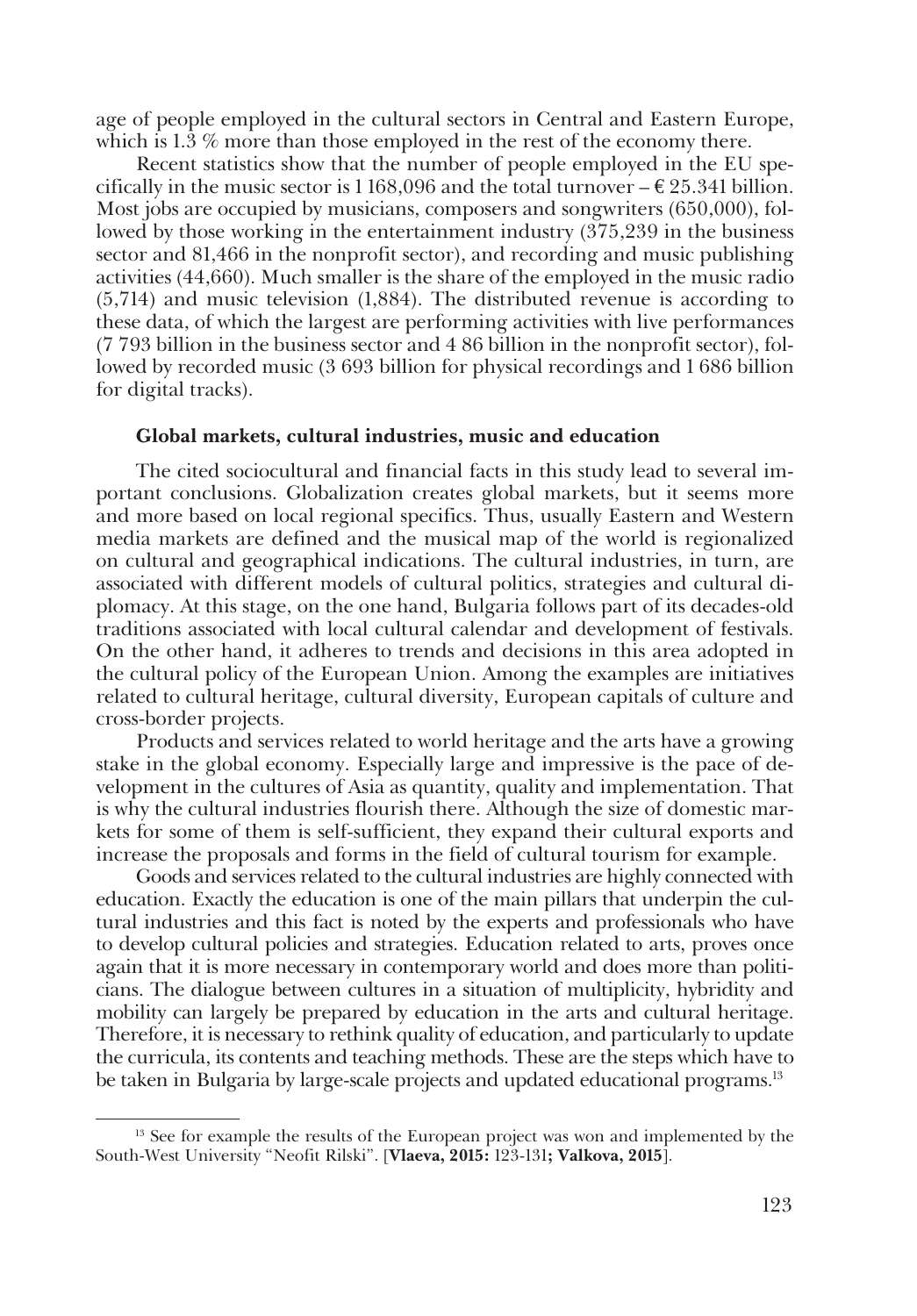age of people employed in the cultural sectors in Central and Eastern Europe, which is 1.3 % more than those employed in the rest of the economy there.

Recent statistics show that the number of people employed in the EU specifically in the music sector is 1 168,096 and the total turnover – € 25.341 billion. Most jobs are occupied by musicians, composers and songwriters (650,000), followed by those working in the entertainment industry (375,239 in the business sector and 81,466 in the nonprofit sector), and recording and music publishing activities (44,660). Much smaller is the share of the employed in the music radio (5,714) and music television (1,884). The distributed revenue is according to these data, of which the largest are performing activities with live performances (7 793 billion in the business sector and 4 86 billion in the nonprofit sector), followed by recorded music (3 693 billion for physical recordings and 1 686 billion for digital tracks).

### Global markets, cultural industries, music and education

The cited sociocultural and financial facts in this study lead to several important conclusions. Globalization creates global markets, but it seems more and more based on local regional specifics. Thus, usually Eastern and Western media markets are defined and the musical map of the world is regionalized on cultural and geographical indications. The cultural industries, in turn, are associated with different models of cultural politics, strategies and cultural diplomacy. At this stage, on the one hand, Bulgaria follows part of its decades-old traditions associated with local cultural calendar and development of festivals. On the other hand, it adheres to trends and decisions in this area adopted in the cultural policy of the European Union. Among the examples are initiatives related to cultural heritage, cultural diversity, European capitals of culture and cross-border projects.

Products and services related to world heritage and the arts have a growing stake in the global economy. Especially large and impressive is the pace of development in the cultures of Asia as quantity, quality and implementation. That is why the cultural industries flourish there. Although the size of domestic markets for some of them is self-sufficient, they expand their cultural exports and increase the proposals and forms in the field of cultural tourism for example.

Goods and services related to the cultural industries are highly connected with education. Exactly the education is one of the main pillars that underpin the cultural industries and this fact is noted by the experts and professionals who have to develop cultural policies and strategies. Education related to arts, proves once again that it is more necessary in contemporary world and does more than politicians. The dialogue between cultures in a situation of multiplicity, hybridity and mobility can largely be prepared by education in the arts and cultural heritage. Therefore, it is necessary to rethink quality of education, and particularly to update the curricula, its contents and teaching methods. These are the steps which have to be taken in Bulgaria by large-scale projects and updated educational programs.[13]

---

[13] See for example the results of the European project was won and implemented by the South-West University "Neofit Rilski". [**Vlaeva, 2015:** 123-131**; Valkova, 2015**].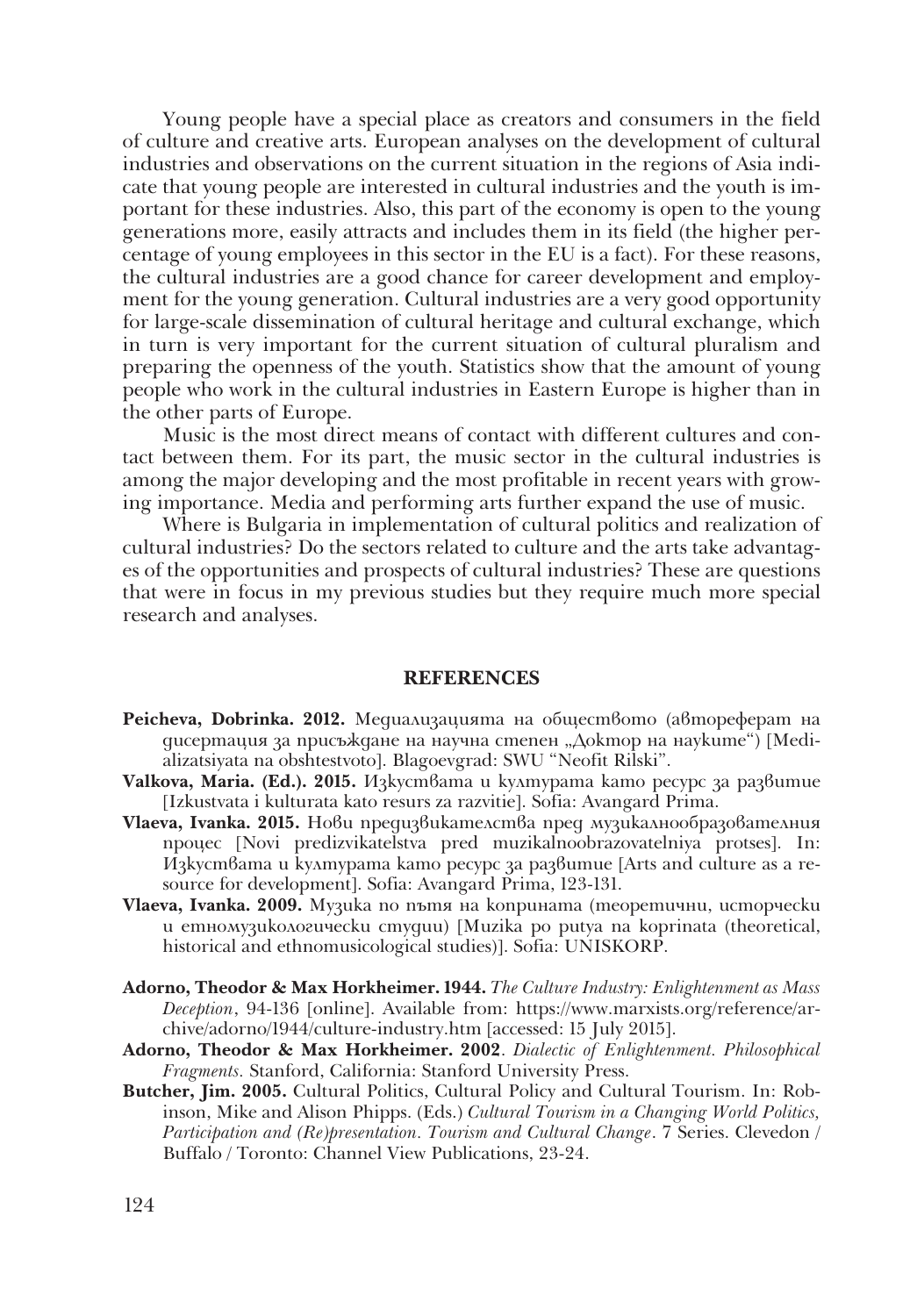Young people have a special place as creators and consumers in the field of culture and creative arts. European analyses on the development of cultural industries and observations on the current situation in the regions of Asia indicate that young people are interested in cultural industries and the youth is important for these industries. Also, this part of the economy is open to the young generations more, easily attracts and includes them in its field (the higher percentage of young employees in this sector in the EU is a fact). For these reasons, the cultural industries are a good chance for career development and employment for the young generation. Cultural industries are a very good opportunity for large-scale dissemination of cultural heritage and cultural exchange, which in turn is very important for the current situation of cultural pluralism and preparing the openness of the youth. Statistics show that the amount of young people who work in the cultural industries in Eastern Europe is higher than in the other parts of Europe.

Music is the most direct means of contact with different cultures and contact between them. For its part, the music sector in the cultural industries is among the major developing and the most profitable in recent years with growing importance. Media and performing arts further expand the use of music.

Where is Bulgaria in implementation of cultural politics and realization of cultural industries? Do the sectors related to culture and the arts take advantages of the opportunities and prospects of cultural industries? These are questions that were in focus in my previous studies but they require much more special research and analyses.

## REFERENCES

**Peicheva, Dobrinka. 2012.** Медиализацията на обществото (автореферат на дисертация за присъждане на научна степен „Доктор на науките") [Medializatsiyata na obshtestvoto]. Blagoevgrad: SWU "Neofit Rilski".

**Valkova, Maria. (Ed.). 2015.** Изкуствата и културата като ресурс за развитие [Izkustvata i kulturata kato resurs za razvitie]. Sofia: Avangard Prima.

**Vlaeva, Ivanka. 2015.** Нови предизвикателства пред музикалнообразователния процес [Novi predizvikatelstva pred muzikalnoobrazovatelniya protses]. In: Изкуствата и културата като ресурс за развитие [Arts and culture as a resource for development]. Sofia: Avangard Prima, 123-131.

**Vlaeva, Ivanka. 2009.** Музика по пътя на коприната (теоретични, исторчески и етномузикологически студии) [Muzika po putya na koprinata (theoretical, historical and ethnomusicological studies)]. Sofia: UNISKORP.

**Adorno, Theodor & Max Horkheimer. 1944.** *The Culture Industry: Enlightenment as Mass Deception*, 94-136 [online]. Available from: https://www.marxists.org/reference/archive/adorno/1944/culture-industry.htm [accessed: 15 July 2015].

**Adorno, Theodor & Max Horkheimer. 2002**. *Dialectic of Enlightenment. Philosophical Fragments.* Stanford, California: Stanford University Press.

**Butcher, Jim. 2005.** Cultural Politics, Cultural Policy and Cultural Tourism. In: Robinson, Mike and Alison Phipps. (Eds.) *Cultural Tourism in a Changing World Politics, Participation and (Re)presentation. Tourism and Cultural Change*. 7 Series. Clevedon / Buffalo / Toronto: Channel View Publications, 23-24.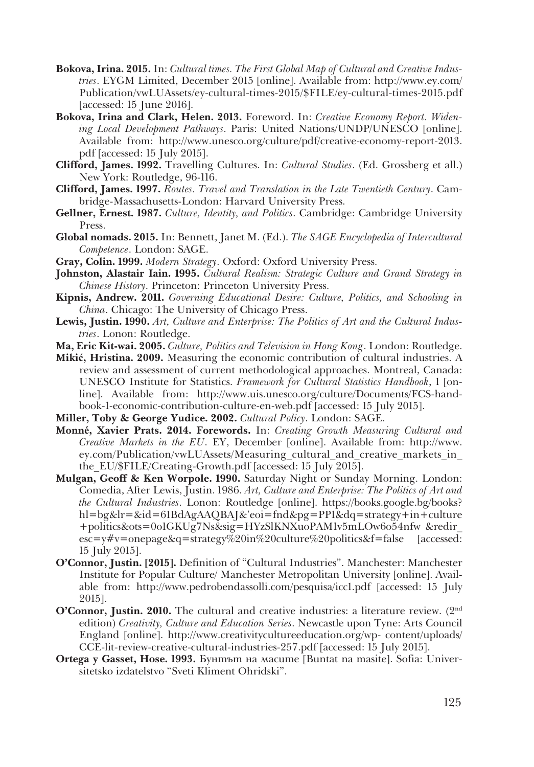**Bokova, Irina. 2015.** In: *Cultural times. The First Global Map of Cultural and Creative Industries*. EYGM Limited, December 2015 [online]. Available from: http://www.ey.com/Publication/vwLUAssets/ey-cultural-times-2015/$FILE/ey-cultural-times-2015.pdf [accessed: 15 June 2016].

**Bokova, Irina and Clark, Helen. 2013.** Foreword. In: *Creative Economy Report. Widening Local Development Pathways*. Paris: United Nations/UNDP/UNESCO [online]. Available from: http://www.unesco.org/culture/pdf/creative-economy-report-2013.pdf [accessed: 15 July 2015].

**Clifford, James. 1992.** Travelling Cultures. In: *Cultural Studies*. (Ed. Grossberg et all.) New York: Routledge, 96-116.

**Clifford, James. 1997.** *Routes. Travel and Translation in the Late Twentieth Century*. Cambridge-Massachusetts-London: Harvard University Press.

**Gellner, Ernest. 1987.** *Culture, Identity, and Politics*. Cambridge: Cambridge University Press.

**Global nomads. 2015.** In: Bennett, Janet M. (Ed.). *The SAGE Encyclopedia of Intercultural Competence*. London: SAGE.

**Gray, Colin. 1999.** *Modern Strategy*. Oxford: Oxford University Press.

**Johnston, Alastair Iain. 1995.** *Cultural Realism: Strategic Culture and Grand Strategy in Chinese History*. Princeton: Princeton University Press.

**Kipnis, Andrew. 2011.** *Governing Educational Desire: Culture, Politics, and Schooling in China*. Chicago: The University of Chicago Press.

**Lewis, Justin. 1990.** *Art, Culture and Enterprise: The Politics of Art and the Cultural Industries*. Lonon: Routledge.

**Ma, Eric Kit-wai. 2005.** *Culture, Politics and Television in Hong Kong*. London: Routledge.

**Mikić, Hristina. 2009.** Measuring the economic contribution of cultural industries. A review and assessment of current methodological approaches. Montreal, Canada: UNESCO Institute for Statistics. *Framework for Cultural Statistics Handbook*, 1 [online]. Available from: http://www.uis.unesco.org/culture/Documents/FCS-handbook-1-economic-contribution-culture-en-web.pdf [accessed: 15 July 2015].

**Miller, Toby & George Yudice. 2002.** *Cultural Policy*. London: SAGE.

**Monné, Xavier Prats. 2014. Forewords.** In: *Creating Growth Measuring Cultural and Creative Markets in the EU*. EY, December [online]. Available from: http://www.ey.com/Publication/vwLUAssets/Measuring_cultural_and_creative_markets_in_the_EU/$FILE/Creating-Growth.pdf [accessed: 15 July 2015].

**Mulgan, Geoff & Ken Worpole. 1990.** Saturday Night or Sunday Morning. London: Comedia, After Lewis, Justin. 1986. *Art, Culture and Enterprise: The Politics of Art and the Cultural Industries*. Lonon: Routledge [online]. https://books.google.bg/books?hl=bg&lr=&id=61BdAgAAQBAJ&'eoi=fnd&pg=PP1&dq=strategy+in+culture+politics&ots=0o1GKUg7Ns&sig=HYzSlKNXuoPAM1v5mLOw6o54nfw &redir_esc=y#v=onepage&q=strategy%20in%20culture%20politics&f=false [accessed: 15 July 2015].

**O'Connor, Justin. [2015].** Definition of "Cultural Industries". Manchester: Manchester Institute for Popular Culture/ Manchester Metropolitan University [online]. Available from: http://www.pedrobendassolli.com/pesquisa/icc1.pdf [accessed: 15 July 2015].

**O'Connor, Justin. 2010.** The cultural and creative industries: a literature review. (2nd edition) *Creativity, Culture and Education Series*. Newcastle upon Tyne: Arts Council England [online]. http://www.creativitycultureeducation.org/wp- content/uploads/CCE-lit-review-creative-cultural-industries-257.pdf [accessed: 15 July 2015].

**Ortega y Gasset, Hose. 1993.** Бунтът на масите [Buntat na masite]. Sofia: Universitetsko izdatelstvo "Sveti Kliment Ohridski".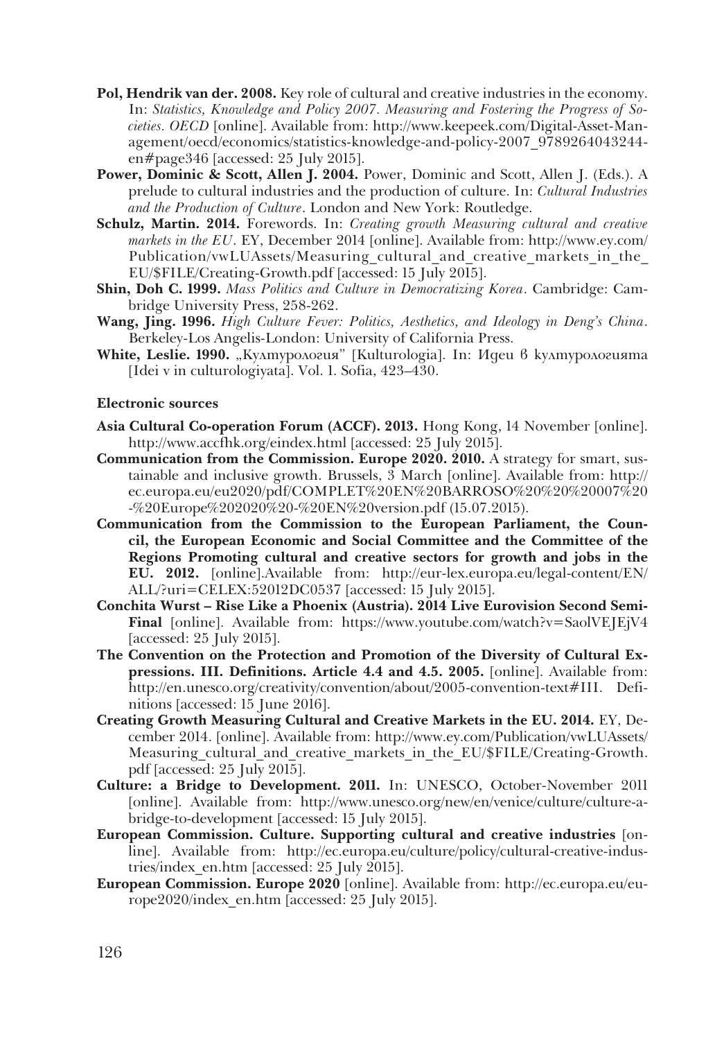**Pol, Hendrik van der. 2008.** Key role of cultural and creative industries in the economy. In: *Statistics, Knowledge and Policy 2007. Measuring and Fostering the Progress of Societies. OECD* [online]. Available from: http://www.keepeek.com/Digital-Asset-Management/oecd/economics/statistics-knowledge-and-policy-2007_9789264043244-en#page346 [accessed: 25 July 2015].

**Power, Dominic & Scott, Allen J. 2004.** Power, Dominic and Scott, Allen J. (Eds.). A prelude to cultural industries and the production of culture. In: *Cultural Industries and the Production of Culture*. London and New York: Routledge.

**Schulz, Martin. 2014.** Forewords. In: *Creating growth Measuring cultural and creative markets in the EU*. EY, December 2014 [online]. Available from: http://www.ey.com/Publication/vwLUAssets/Measuring_cultural_and_creative_markets_in_the_EU/$FILE/Creating-Growth.pdf [accessed: 15 July 2015].

**Shin, Doh C. 1999.** *Mass Politics and Culture in Democratizing Korea*. Cambridge: Cambridge University Press, 258-262.

**Wang, Jing. 1996.** *High Culture Fever: Politics, Aesthetics, and Ideology in Deng's China*. Berkeley-Los Angelis-London: University of California Press.

**White, Leslie. 1990.** „Културология" [Kulturologia]. In: Идеи в културологията [Idei v in culturologiyata]. Vol. 1. Sofia, 423–430.

**Electronic sources**

**Asia Cultural Co-operation Forum (ACCF). 2013.** Hong Kong, 14 November [online]. http://www.accfhk.org/eindex.html [accessed: 25 July 2015].

**Communication from the Commission. Europe 2020. 2010.** A strategy for smart, sustainable and inclusive growth. Brussels, 3 March [online]. Available from: http://ec.europa.eu/eu2020/pdf/COMPLET%20EN%20BARROSO%20%20%20007%20-%20Europe%202020%20-%20EN%20version.pdf (15.07.2015).

**Communication from the Commission to the European Parliament, the Council, the European Economic and Social Committee and the Committee of the Regions Promoting cultural and creative sectors for growth and jobs in the EU. 2012.** [online].Available from: http://eur-lex.europa.eu/legal-content/EN/ALL/?uri=CELEX:52012DC0537 [accessed: 15 July 2015].

**Conchita Wurst – Rise Like a Phoenix (Austria). 2014 Live Eurovision Second Semi-Final** [online]. Available from: https://www.youtube.com/watch?v=SaolVEJEjV4 [accessed: 25 July 2015].

**The Convention on the Protection and Promotion of the Diversity of Cultural Expressions. III. Definitions. Article 4.4 and 4.5. 2005.** [online]. Available from: http://en.unesco.org/creativity/convention/about/2005-convention-text#III. Definitions [accessed: 15 June 2016].

**Creating Growth Measuring Cultural and Creative Markets in the EU. 2014.** EY, December 2014. [online]. Available from: http://www.ey.com/Publication/vwLUAssets/Measuring_cultural_and_creative_markets_in_the_EU/$FILE/Creating-Growth.pdf [accessed: 25 July 2015].

**Culture: a Bridge to Development. 2011.** In: UNESCO, October-November 2011 [online]. Available from: http://www.unesco.org/new/en/venice/culture/culture-a-bridge-to-development [accessed: 15 July 2015].

**European Commission. Culture. Supporting cultural and creative industries** [online]. Available from: http://ec.europa.eu/culture/policy/cultural-creative-industries/index_en.htm [accessed: 25 July 2015].

**European Commission. Europe 2020** [online]. Available from: http://ec.europa.eu/europe2020/index_en.htm [accessed: 25 July 2015].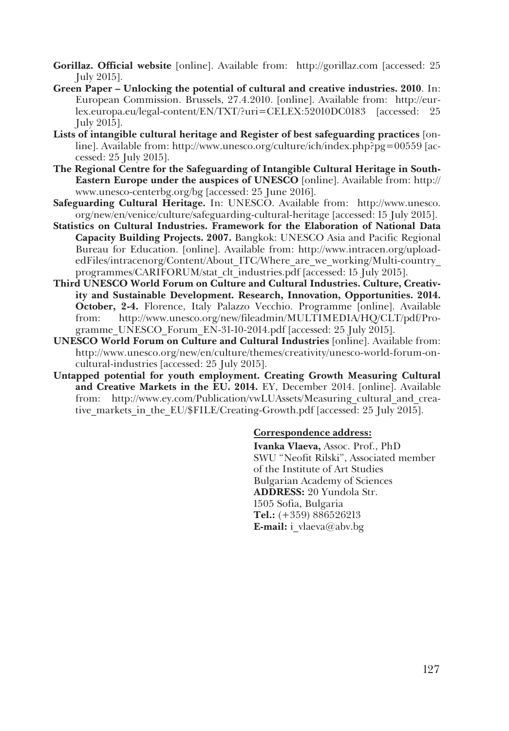**Gorillaz. Official website** [online]. Available from: http://gorillaz.com [accessed: 25 July 2015].

**Green Paper – Unlocking the potential of cultural and creative industries. 2010**. In: European Commission. Brussels, 27.4.2010. [online]. Available from: http://eur-lex.europa.eu/legal-content/EN/TXT/?uri=CELEX:52010DC0183 [accessed: 25 July 2015].

**Lists of intangible cultural heritage and Register of best safeguarding practices** [online]. Available from: http://www.unesco.org/culture/ich/index.php?pg=00559 [accessed: 25 July 2015].

**The Regional Centre for the Safeguarding of Intangible Cultural Heritage in South-Eastern Europe under the auspices of UNESCO** [online]. Available from: http://www.unesco-centerbg.org/bg [accessed: 25 June 2016].

**Safeguarding Cultural Heritage.** In: UNESCO. Available from: http://www.unesco.org/new/en/venice/culture/safeguarding-cultural-heritage [accessed: 15 July 2015].

**Statistics on Cultural Industries. Framework for the Elaboration of National Data Capacity Building Projects. 2007.** Bangkok: UNESCO Asia and Pacific Regional Bureau for Education. [online]. Available from: http://www.intracen.org/uploadedFiles/intracenorg/Content/About_ITC/Where_are_we_working/Multi-country_programmes/CARIFORUM/stat_clt_industries.pdf [accessed: 15 July 2015].

**Third UNESCO World Forum on Culture and Cultural Industries. Culture, Creativity and Sustainable Development. Research, Innovation, Opportunities. 2014. October, 2-4.** Florence, Italy Palazzo Vecchio. Programme [online]. Available from: http://www.unesco.org/new/fileadmin/MULTIMEDIA/HQ/CLT/pdf/Programme_UNESCO_Forum_EN-31-10-2014.pdf [accessed: 25 July 2015].

**UNESCO World Forum on Culture and Cultural Industries** [online]. Available from: http://www.unesco.org/new/en/culture/themes/creativity/unesco-world-forum-on-cultural-industries [accessed: 25 July 2015].

**Untapped potential for youth employment. Creating Growth Measuring Cultural and Creative Markets in the EU. 2014.** EY, December 2014. [online]. Available from: http://www.ey.com/Publication/vwLUAssets/Measuring_cultural_and_creative_markets_in_the_EU/$FILE/Creating-Growth.pdf [accessed: 25 July 2015].

**Correspondence address:**

**Ivanka Vlaeva,** Assoc. Prof., PhD
SWU "Neofit Rilski", Associated member of the Institute of Art Studies
Bulgarian Academy of Sciences
**ADDRESS:** 20 Yundola Str.
1505 Sofia, Bulgaria
**Tel.:** (+359) 886526213
**E-mail:** i_vlaeva@abv.bg